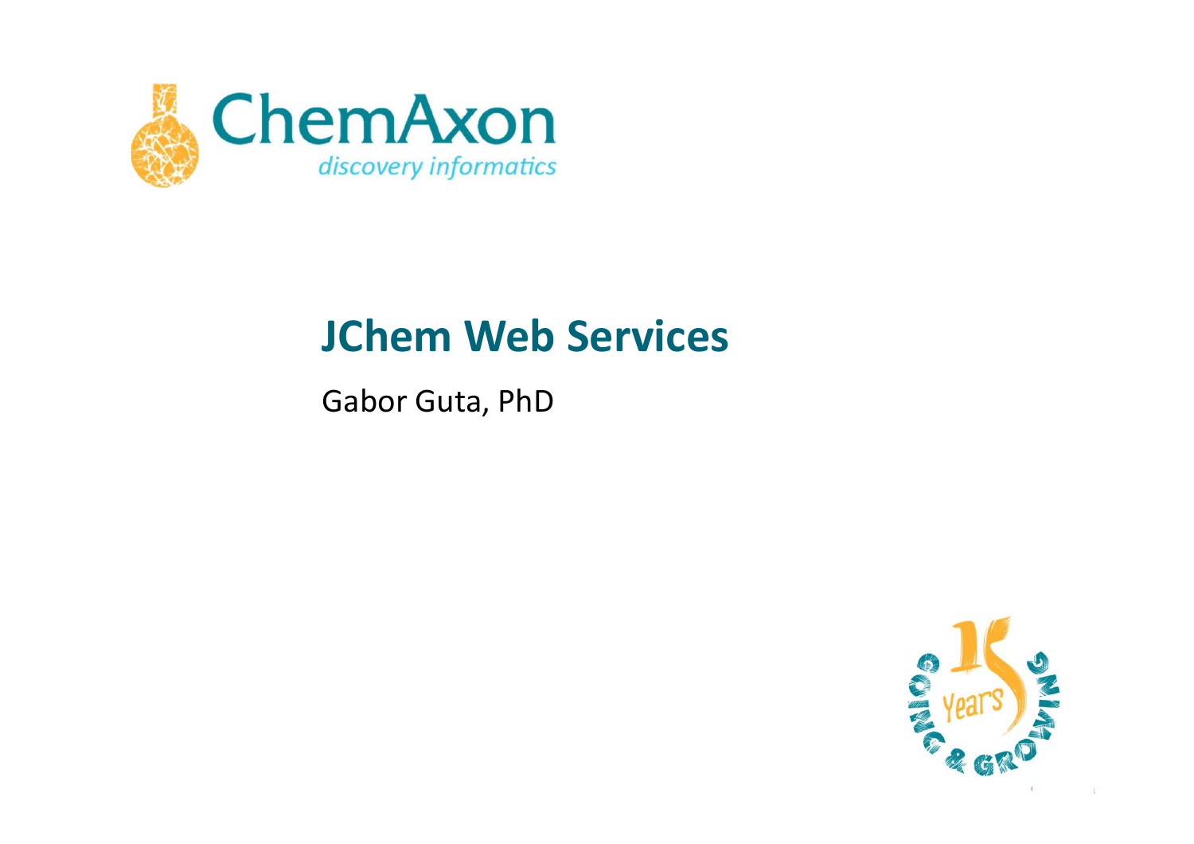ChemAxon

*discovery informatics*

# JChem Web Services

Gabor Guta, PhD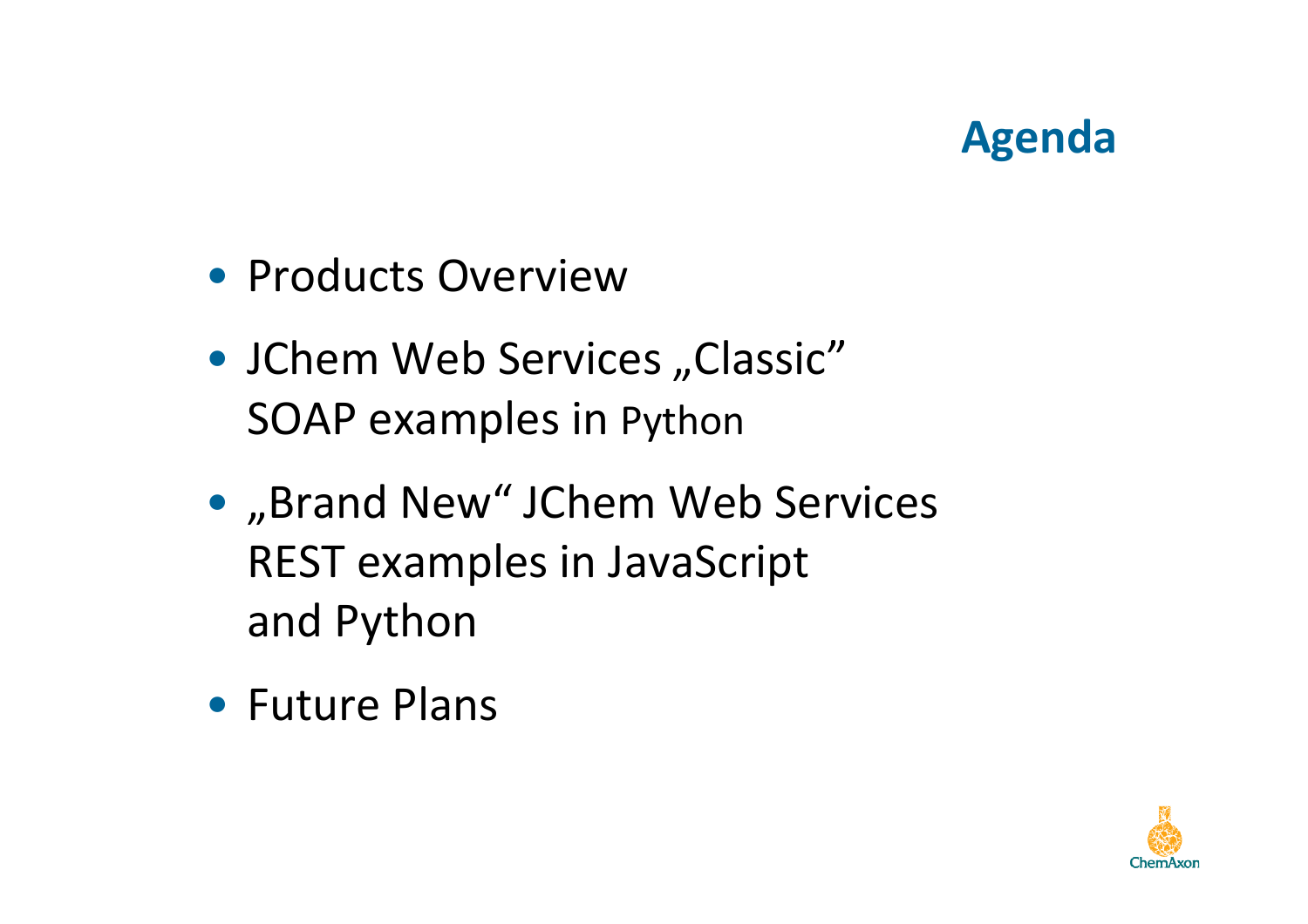# Agenda

- Products Overview
- JChem Web Services „Classic" SOAP examples in Python
- „Brand New" JChem Web Services REST examples in JavaScript and Python
- Future Plans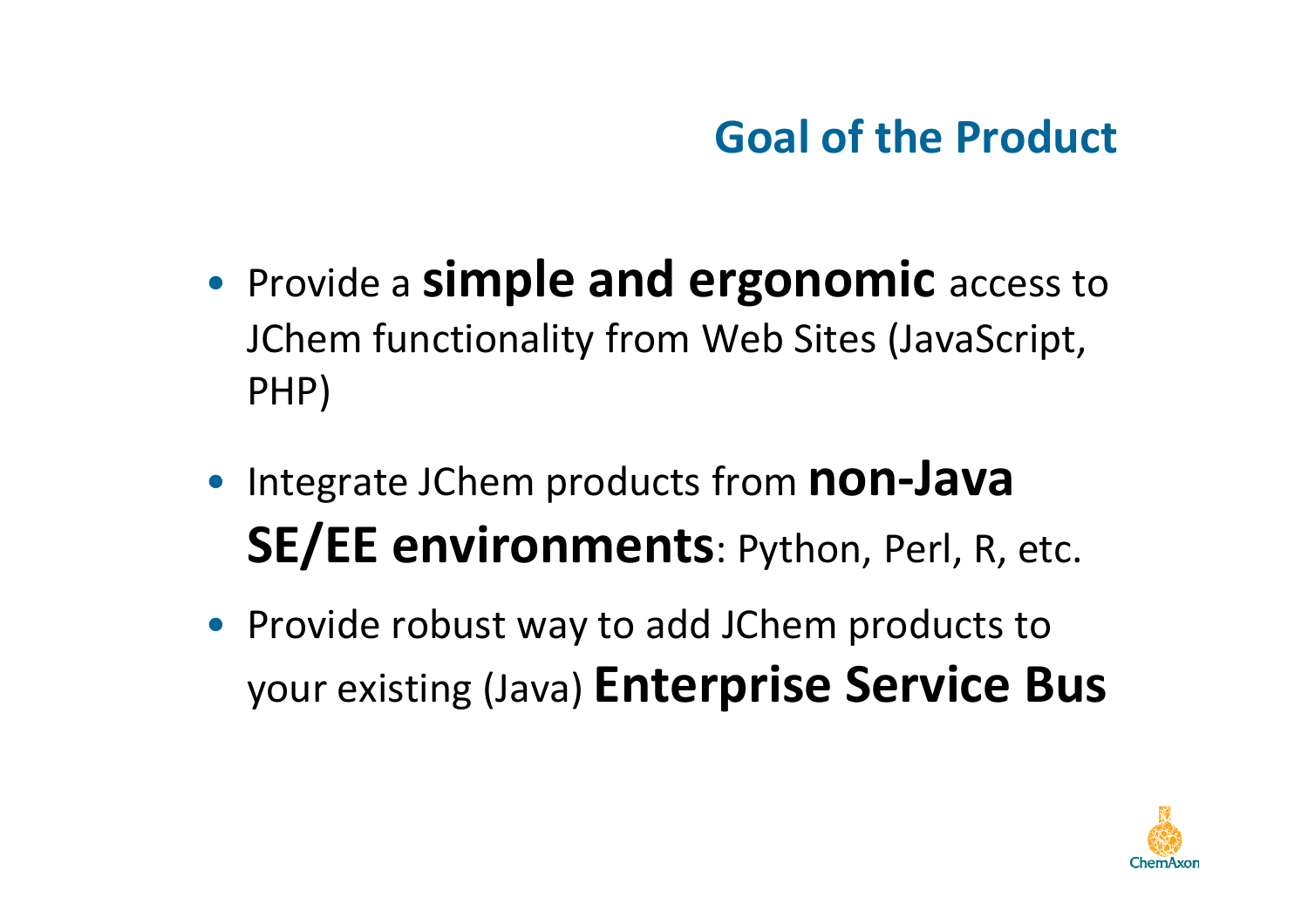# Goal of the Product

- Provide a **simple and ergonomic** access to JChem functionality from Web Sites (JavaScript, PHP)
- Integrate JChem products from **non-Java SE/EE environments**: Python, Perl, R, etc.
- Provide robust way to add JChem products to your existing (Java) **Enterprise Service Bus**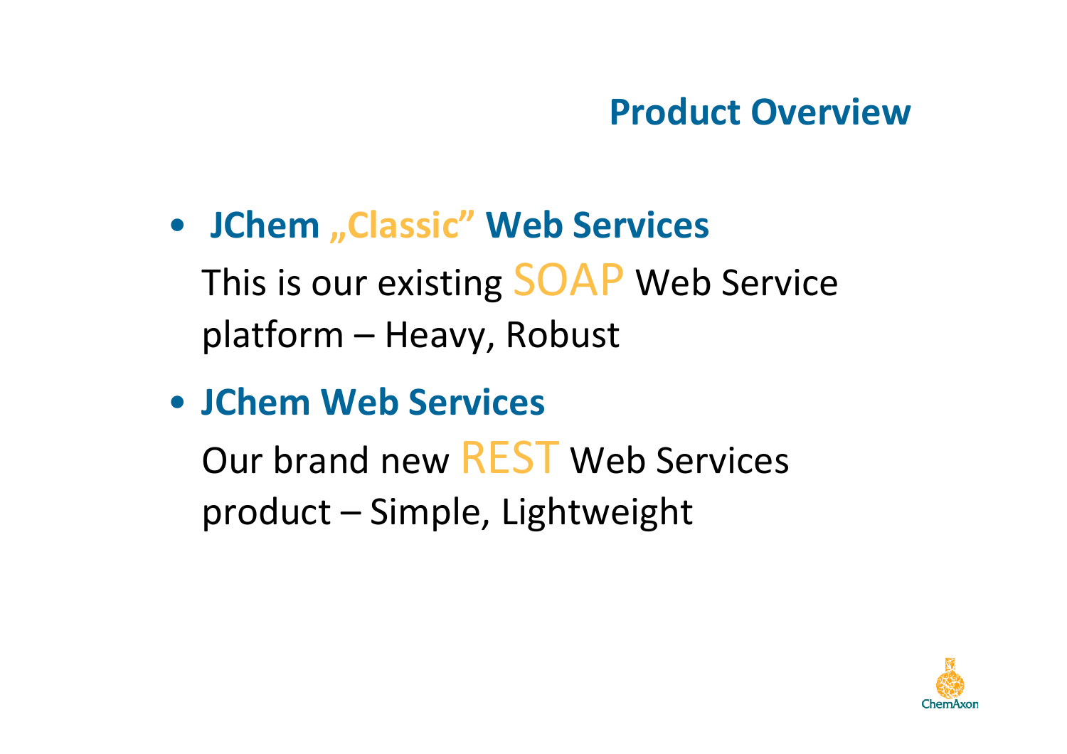# Product Overview

- **JChem „Classic" Web Services**

  This is our existing SOAP Web Service platform – Heavy, Robust

- **JChem Web Services**

  Our brand new REST Web Services product – Simple, Lightweight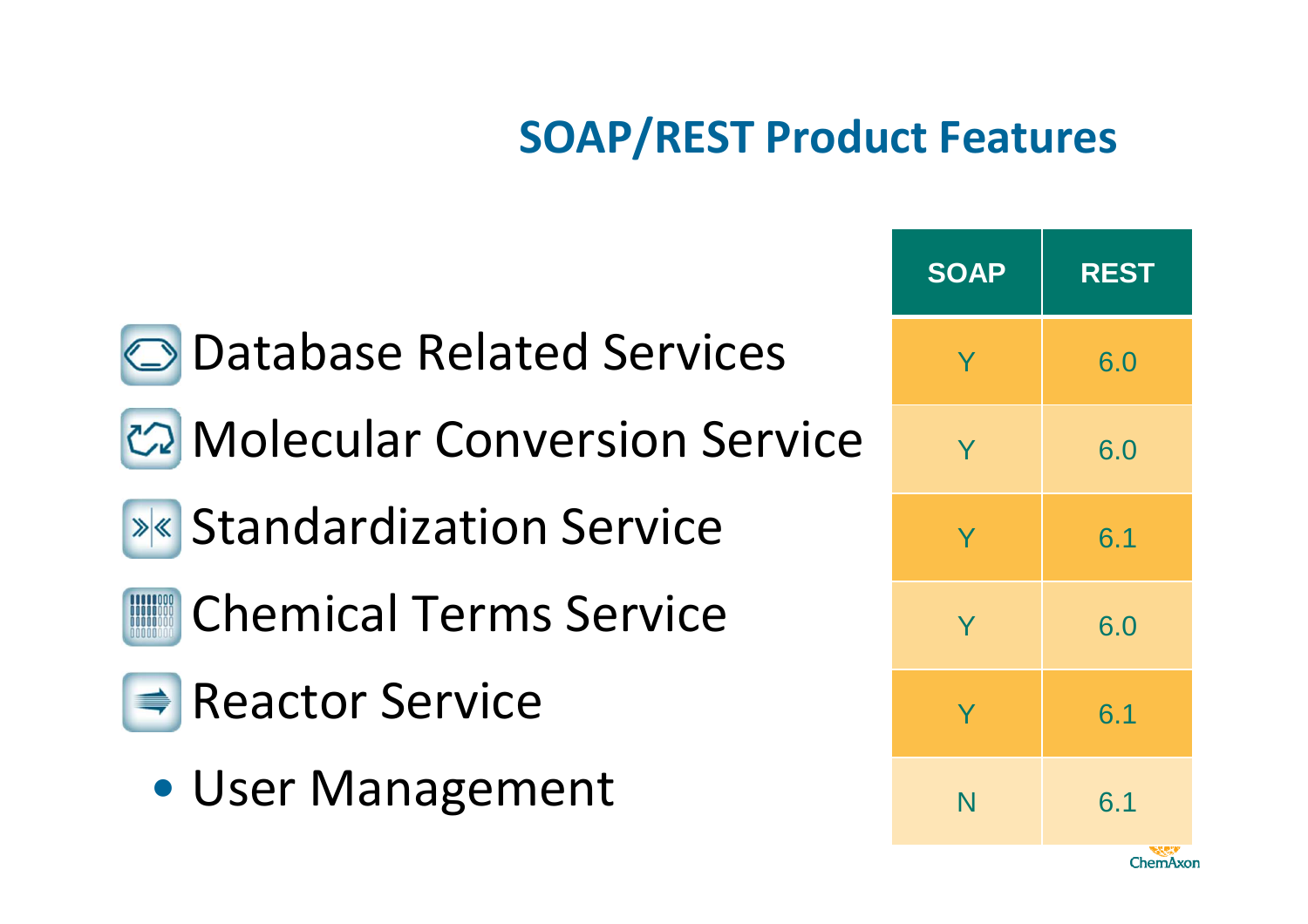## SOAP/REST Product Features

| | SOAP | REST |
|---|---|---|
| Database Related Services | Y | 6.0 |
| Molecular Conversion Service | Y | 6.0 |
| Standardization Service | Y | 6.1 |
| Chemical Terms Service | Y | 6.0 |
| Reactor Service | Y | 6.1 |
| • User Management | N | 6.1 |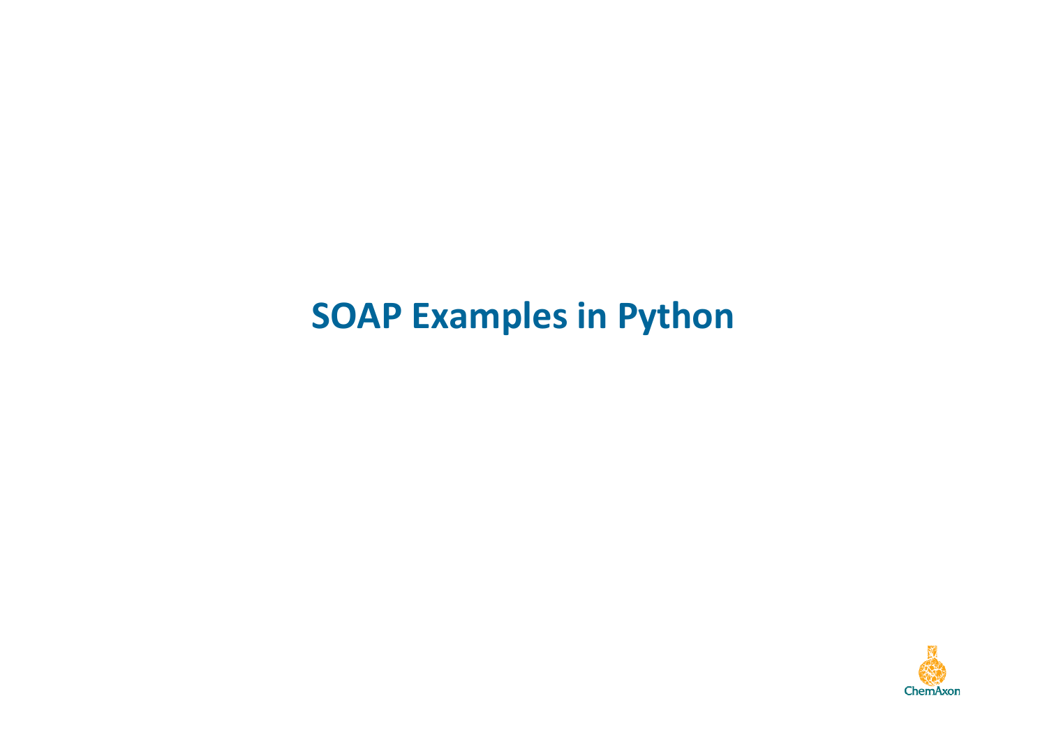# SOAP Examples in Python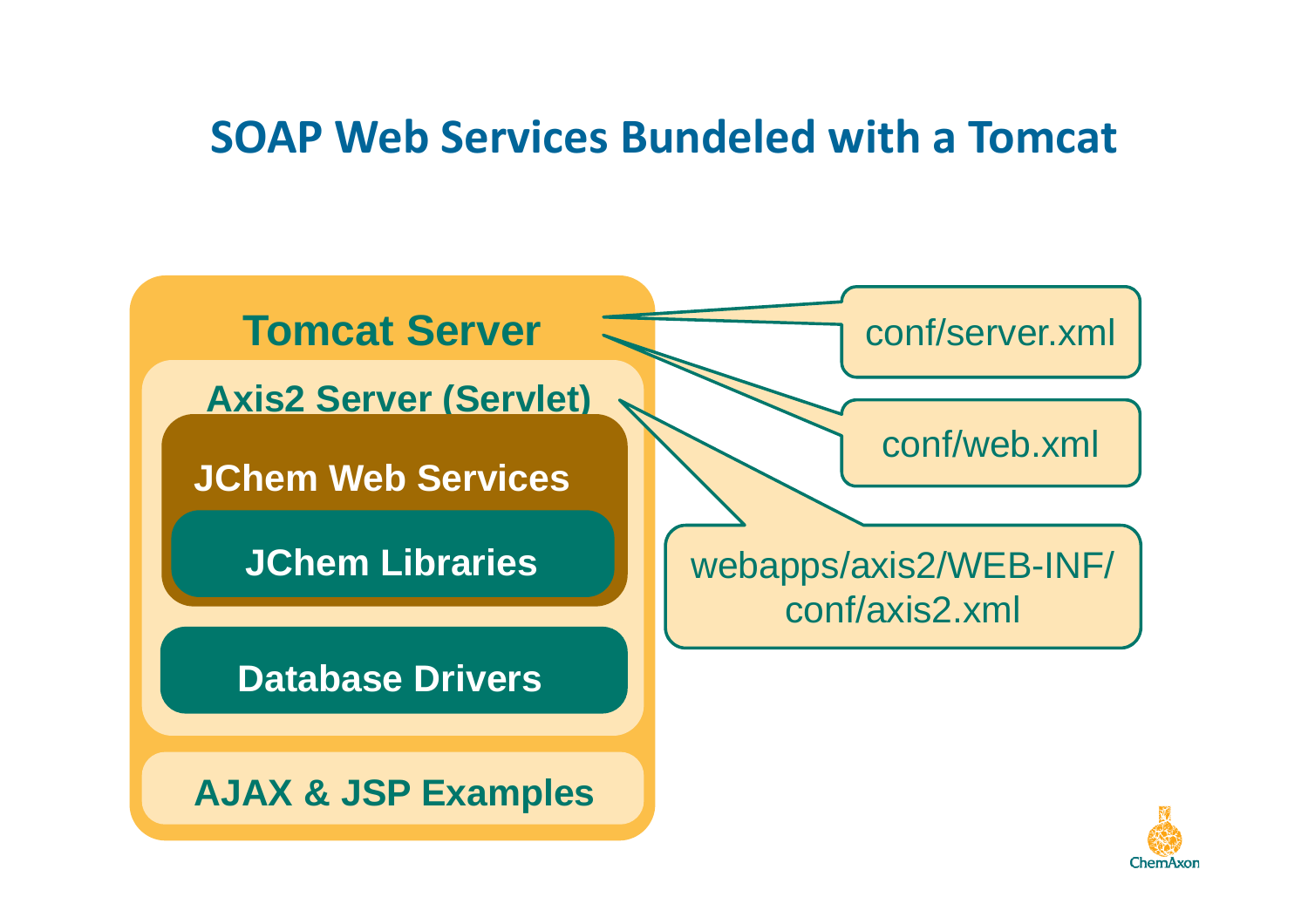# SOAP Web Services Bundeled with a Tomcat

**Tomcat Server**

- **Axis2 Server (Servlet)**
  - **JChem Web Services**
    - **JChem Libraries**
  - **Database Drivers**
- **AJAX & JSP Examples**

conf/server.xml

conf/web.xml

webapps/axis2/WEB-INF/conf/axis2.xml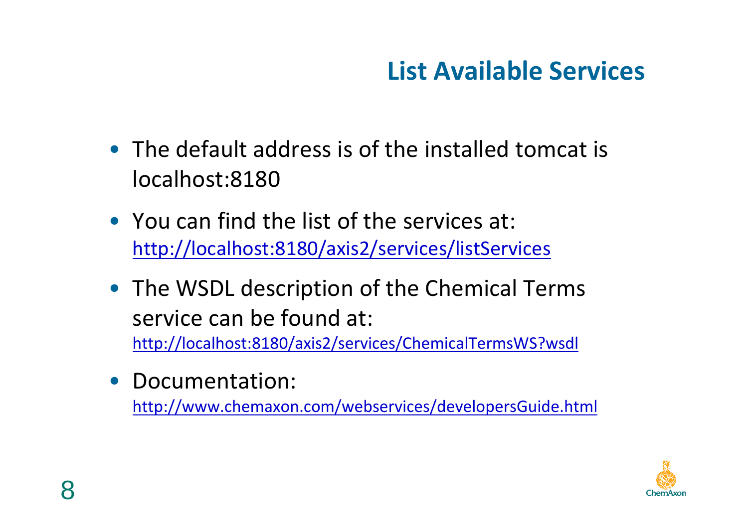# List Available Services

- The default address is of the installed tomcat is localhost:8180
- You can find the list of the services at: http://localhost:8180/axis2/services/listServices
- The WSDL description of the Chemical Terms service can be found at: http://localhost:8180/axis2/services/ChemicalTermsWS?wsdl
- Documentation: http://www.chemaxon.com/webservices/developersGuide.html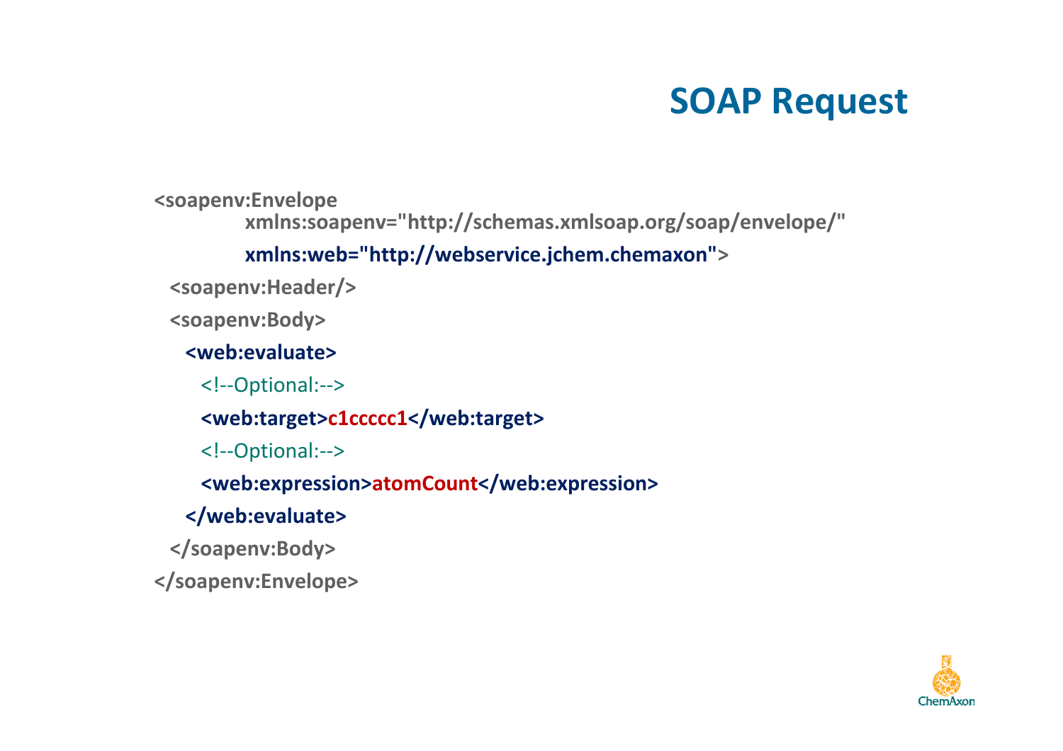# SOAP Request

```xml
<soapenv:Envelope
        xmlns:soapenv="http://schemas.xmlsoap.org/soap/envelope/"
        xmlns:web="http://webservice.jchem.chemaxon">
  <soapenv:Header/>
  <soapenv:Body>
    <web:evaluate>
      <!--Optional:-->
      <web:target>c1ccccc1</web:target>
      <!--Optional:-->
      <web:expression>atomCount</web:expression>
    </web:evaluate>
  </soapenv:Body>
</soapenv:Envelope>
```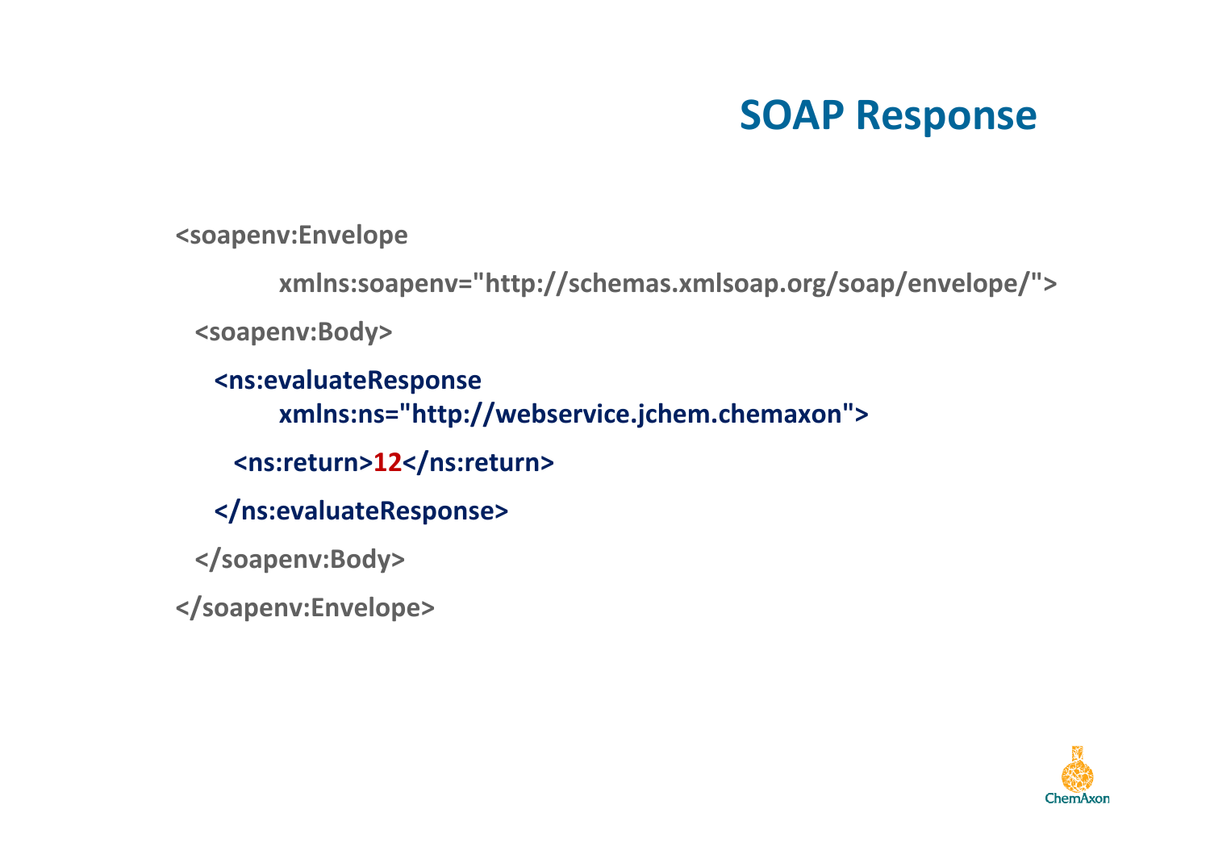# SOAP Response

```
<soapenv:Envelope
        xmlns:soapenv="http://schemas.xmlsoap.org/soap/envelope/">
  <soapenv:Body>
    <ns:evaluateResponse
        xmlns:ns="http://webservice.jchem.chemaxon">
      <ns:return>12</ns:return>
    </ns:evaluateResponse>
  </soapenv:Body>
</soapenv:Envelope>
```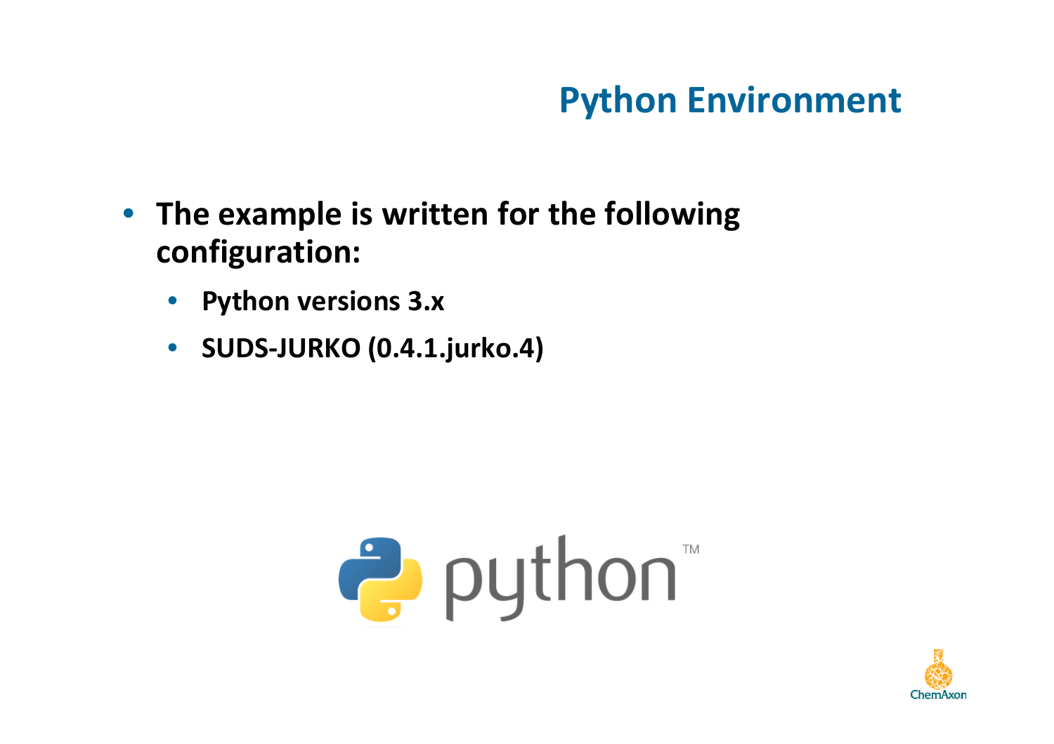# Python Environment

- **The example is written for the following configuration:**
  - **Python versions 3.x**
  - **SUDS-JURKO (0.4.1.jurko.4)**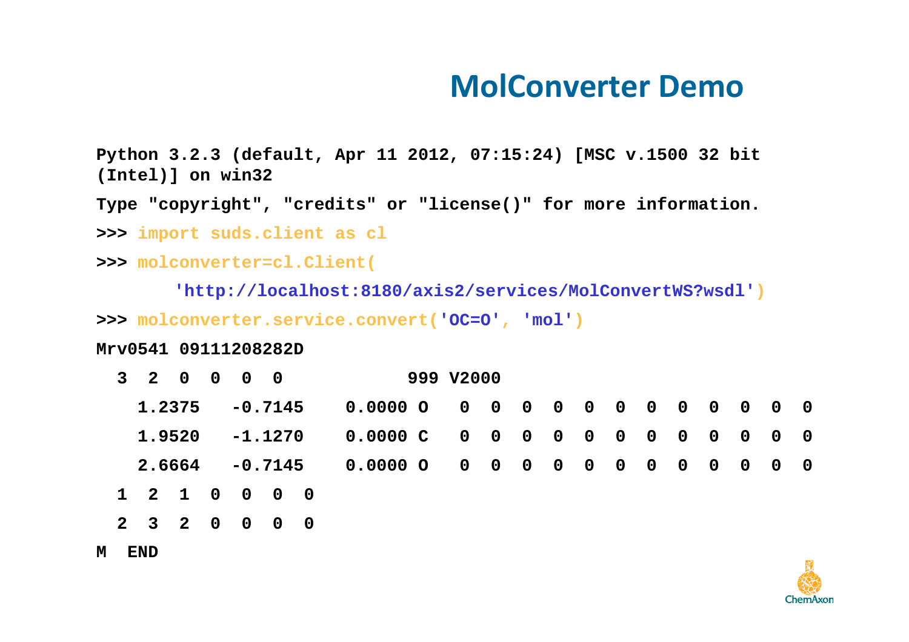# MolConverter Demo

```
Python 3.2.3 (default, Apr 11 2012, 07:15:24) [MSC v.1500 32 bit
(Intel)] on win32
Type "copyright", "credits" or "license()" for more information.
>>> import suds.client as cl
>>> molconverter=cl.Client(
       'http://localhost:8180/axis2/services/MolConvertWS?wsdl')
>>> molconverter.service.convert('OC=O', 'mol')
Mrv0541 09111208282D
  3  2  0  0  0  0            999 V2000
    1.2375   -0.7145    0.0000 O   0  0  0  0  0  0  0  0  0  0  0  0
    1.9520   -1.1270    0.0000 C   0  0  0  0  0  0  0  0  0  0  0  0
    2.6664   -0.7145    0.0000 O   0  0  0  0  0  0  0  0  0  0  0  0
  1  2  1  0  0  0  0
  2  3  2  0  0  0  0
M  END
```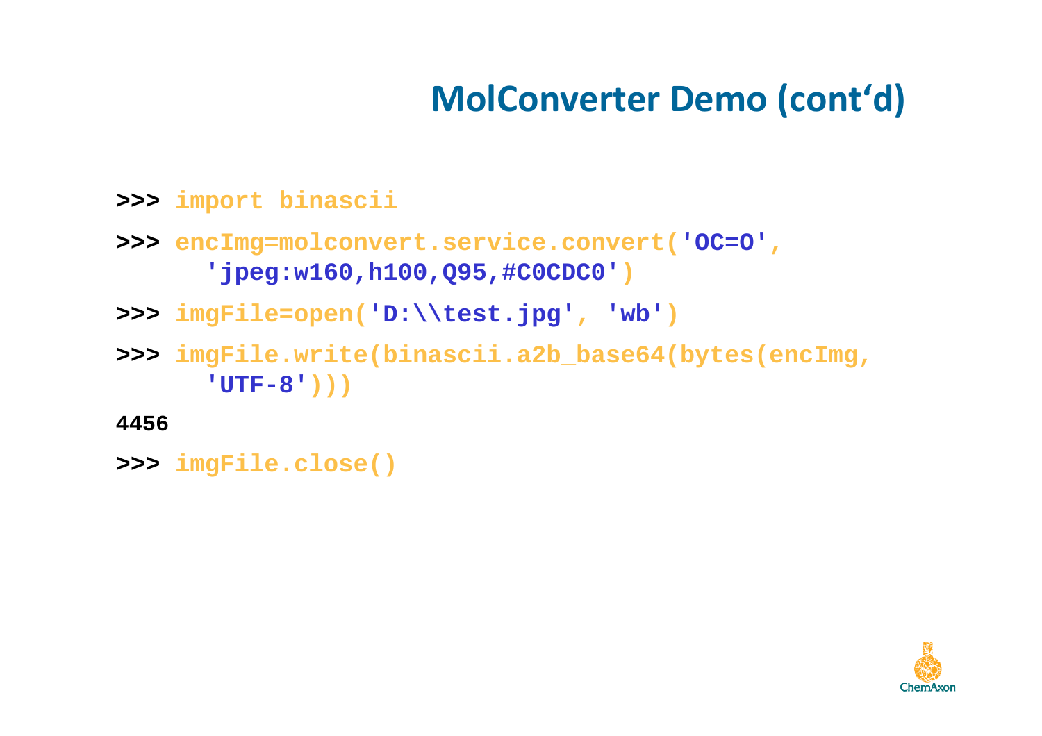## MolConverter Demo (cont'd)

```
>>> import binascii
>>> encImg=molconvert.service.convert('OC=O',
      'jpeg:w160,h100,Q95,#C0CDC0')
>>> imgFile=open('D:\\test.jpg', 'wb')
>>> imgFile.write(binascii.a2b_base64(bytes(encImg,
      'UTF-8')))
4456
>>> imgFile.close()
```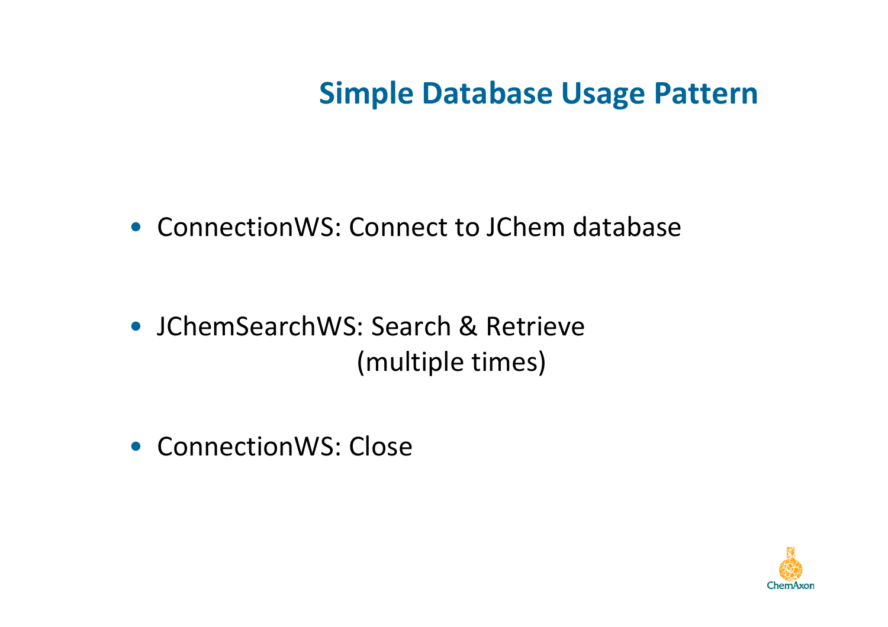# Simple Database Usage Pattern

- ConnectionWS: Connect to JChem database
- JChemSearchWS: Search & Retrieve (multiple times)
- ConnectionWS: Close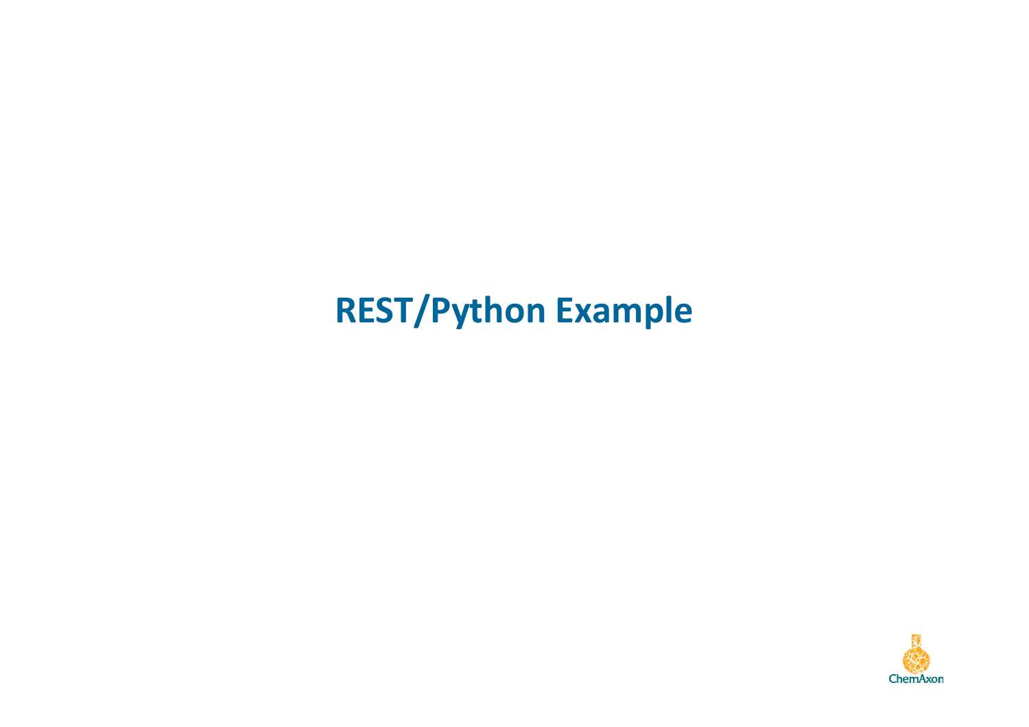# REST/Python Example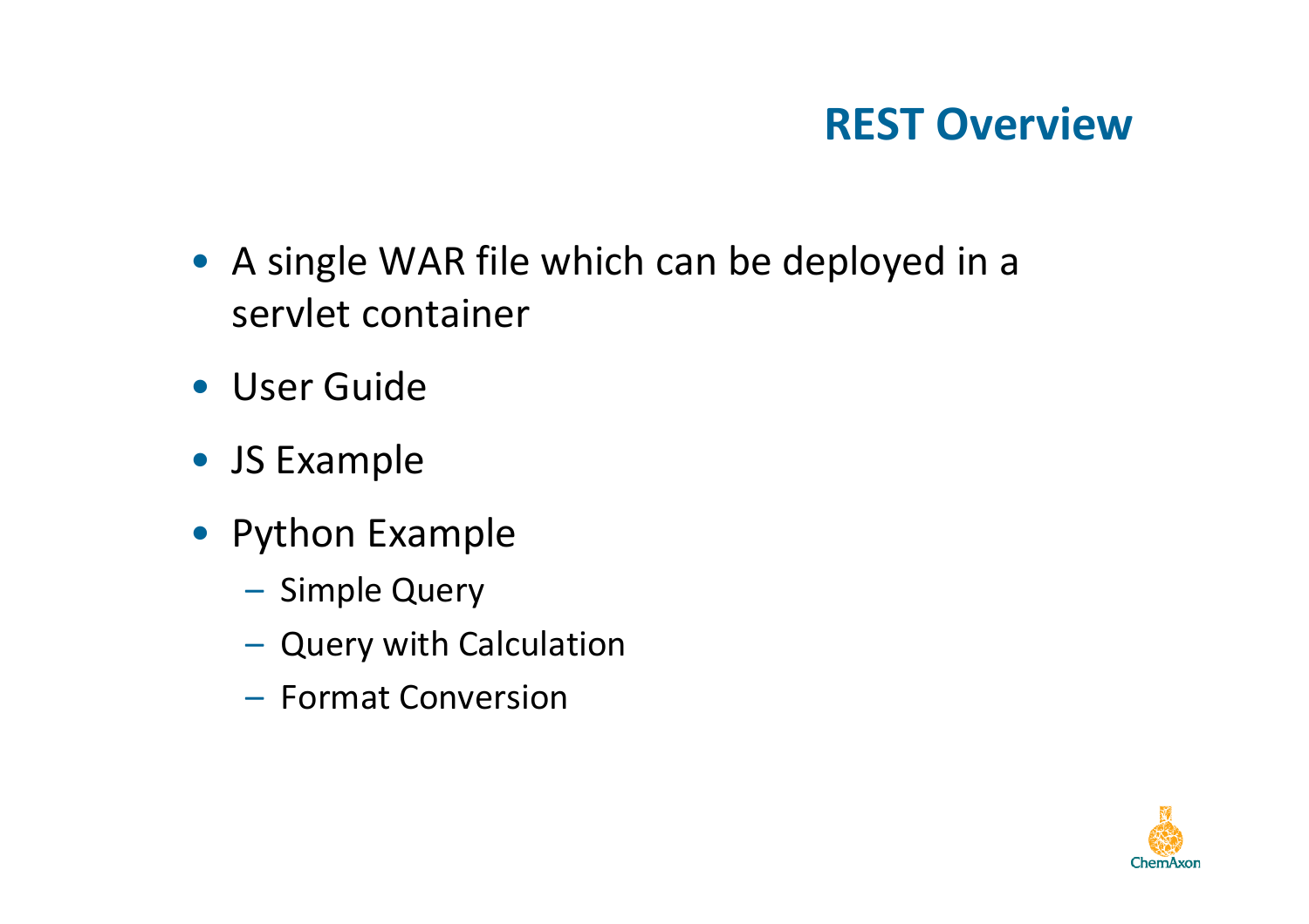# REST Overview

- A single WAR file which can be deployed in a servlet container
- User Guide
- JS Example
- Python Example
  - Simple Query
  - Query with Calculation
  - Format Conversion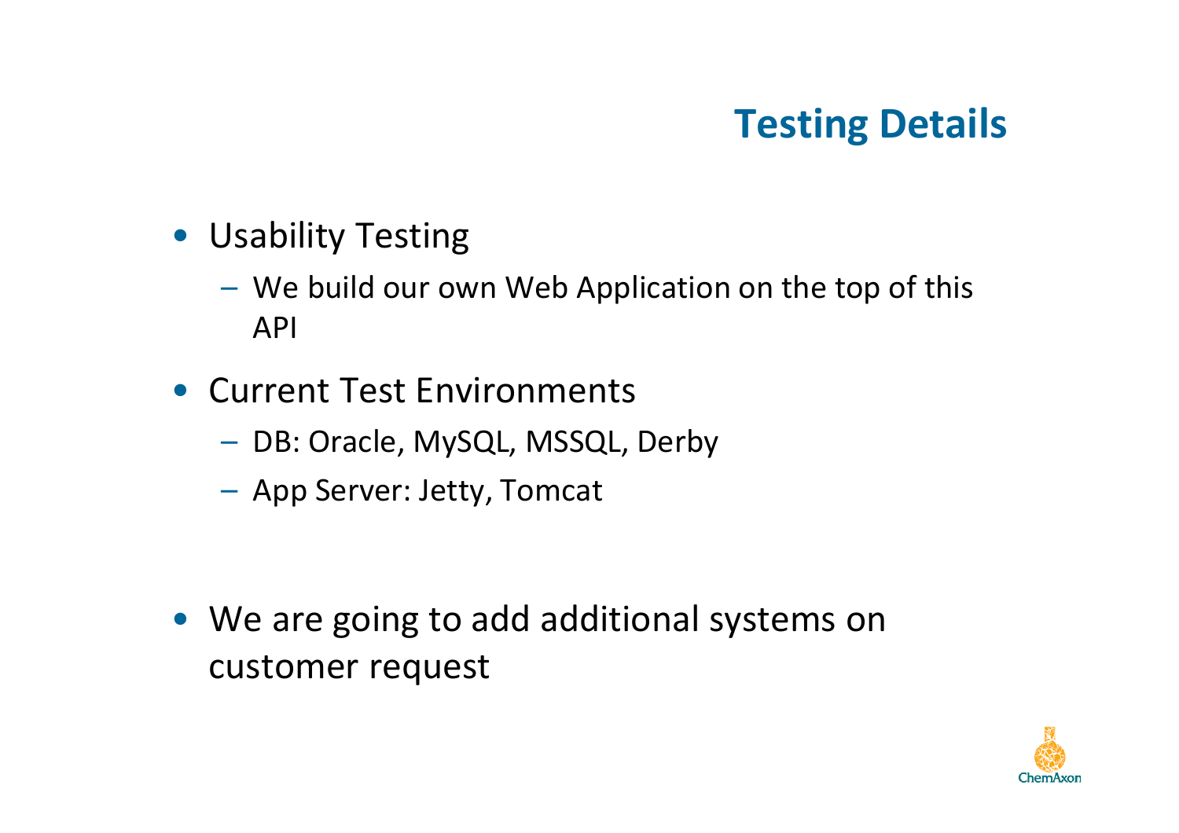# Testing Details

- Usability Testing
  - We build our own Web Application on the top of this API
- Current Test Environments
  - DB: Oracle, MySQL, MSSQL, Derby
  - App Server: Jetty, Tomcat

- We are going to add additional systems on customer request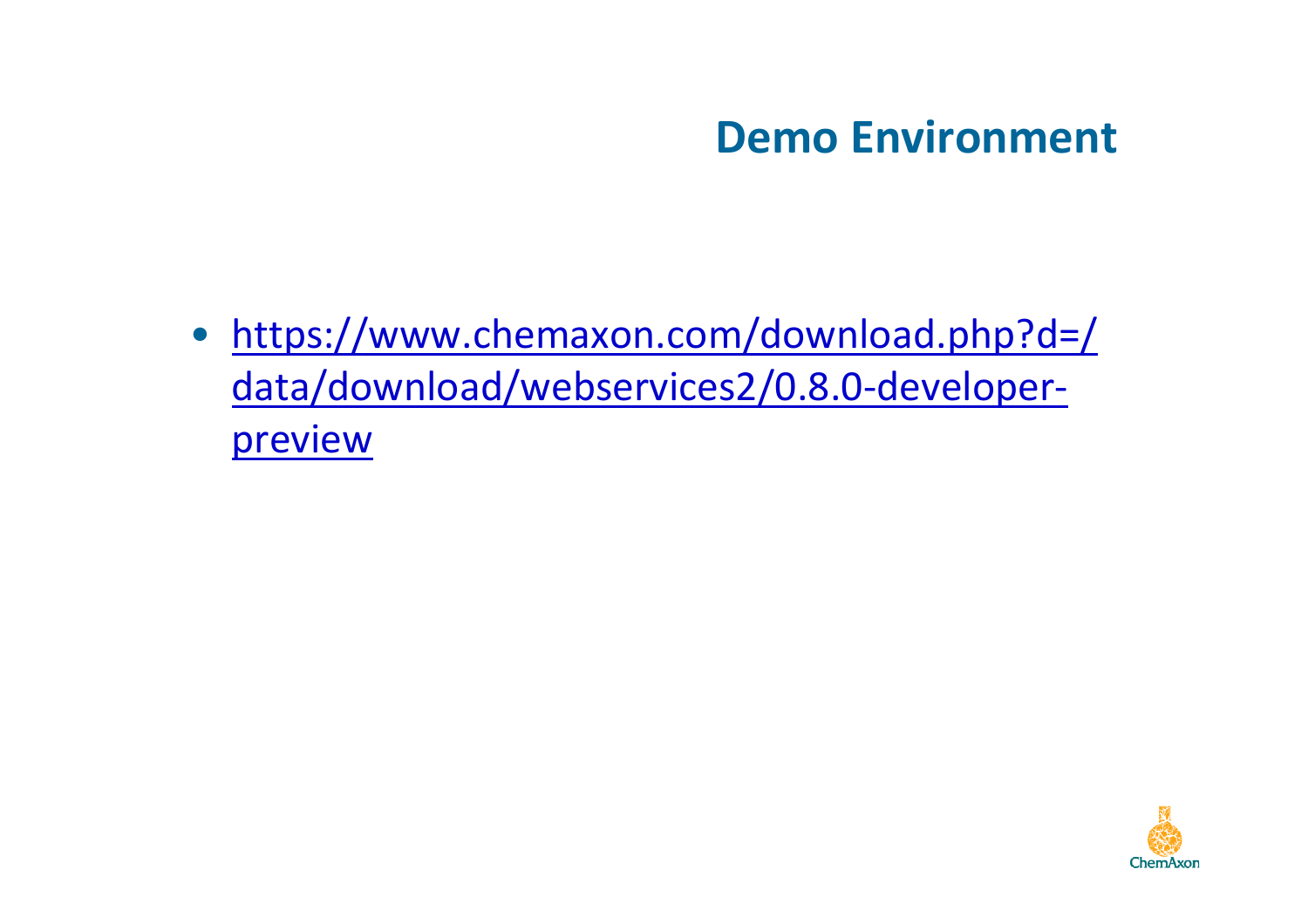# Demo Environment

- [https://www.chemaxon.com/download.php?d=/data/download/webservices2/0.8.0-developer-preview](https://www.chemaxon.com/download.php?d=/data/download/webservices2/0.8.0-developer-preview)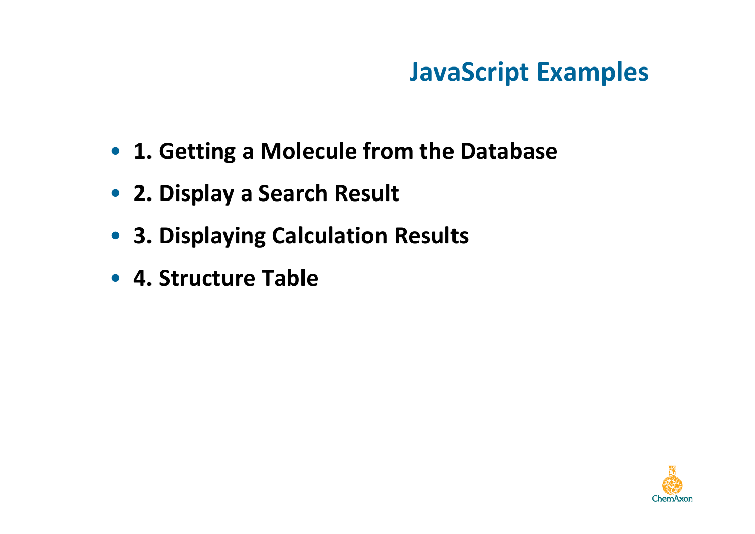# JavaScript Examples

- **1. Getting a Molecule from the Database**
- **2. Display a Search Result**
- **3. Displaying Calculation Results**
- **4. Structure Table**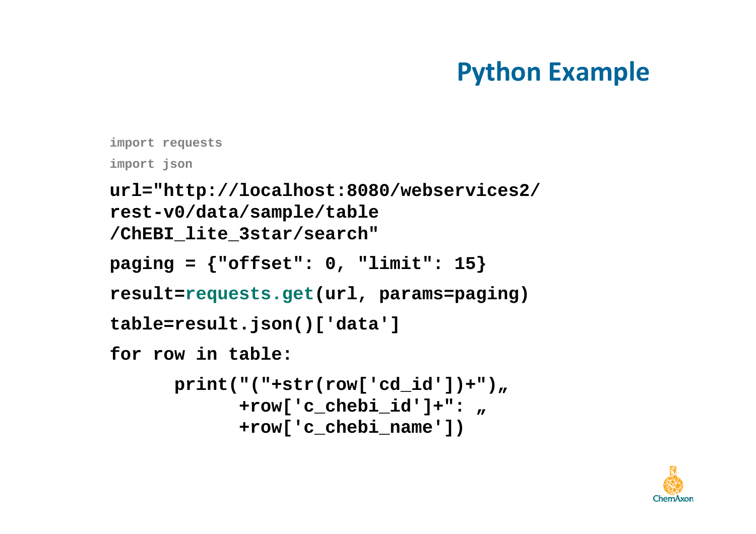# Python Example

```
import requests
import json

url="http://localhost:8080/webservices2/
rest-v0/data/sample/table
/ChEBI_lite_3star/search"

paging = {"offset": 0, "limit": 15}

result=requests.get(url, params=paging)

table=result.json()['data']

for row in table:

      print("("+str(row['cd_id'])+")„
            +row['c_chebi_id']+": „
            +row['c_chebi_name'])
```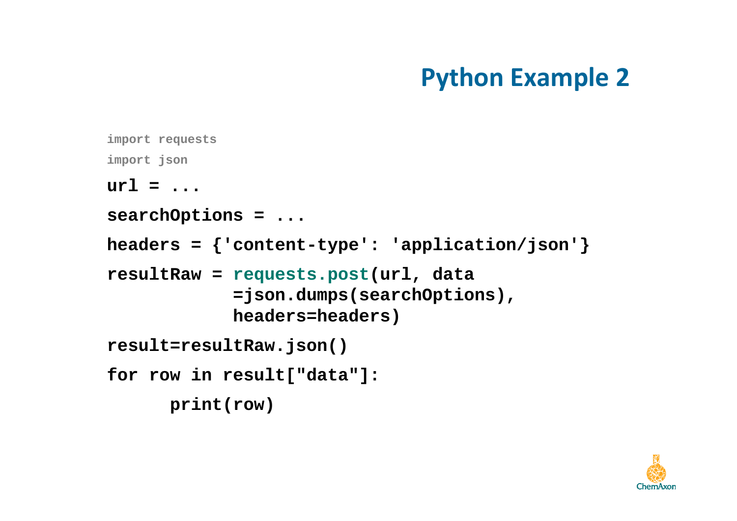# Python Example 2

```
import requests
import json
url = ...
searchOptions = ...
headers = {'content-type': 'application/json'}
resultRaw = requests.post(url, data
            =json.dumps(searchOptions),
            headers=headers)
result=resultRaw.json()
for row in result["data"]:
      print(row)
```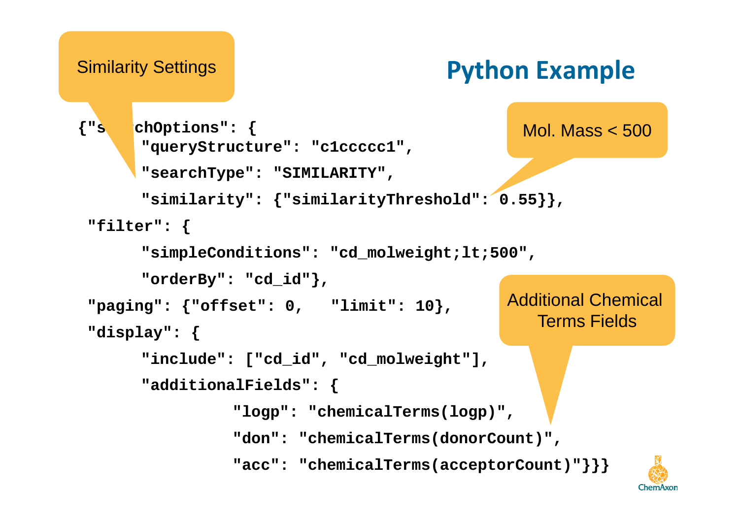# Python Example

Similarity Settings

Mol. Mass < 500

Additional Chemical Terms Fields

```
{"searchOptions": {
      "queryStructure": "c1ccccc1",
      "searchType": "SIMILARITY",
      "similarity": {"similarityThreshold": 0.55}},
 "filter": {
      "simpleConditions": "cd_molweight;lt;500",
      "orderBy": "cd_id"},
 "paging": {"offset": 0,   "limit": 10},
 "display": {
      "include": ["cd_id", "cd_molweight"],
      "additionalFields": {
                "logp": "chemicalTerms(logp)",
                "don": "chemicalTerms(donorCount)",
                "acc": "chemicalTerms(acceptorCount)"}}}
```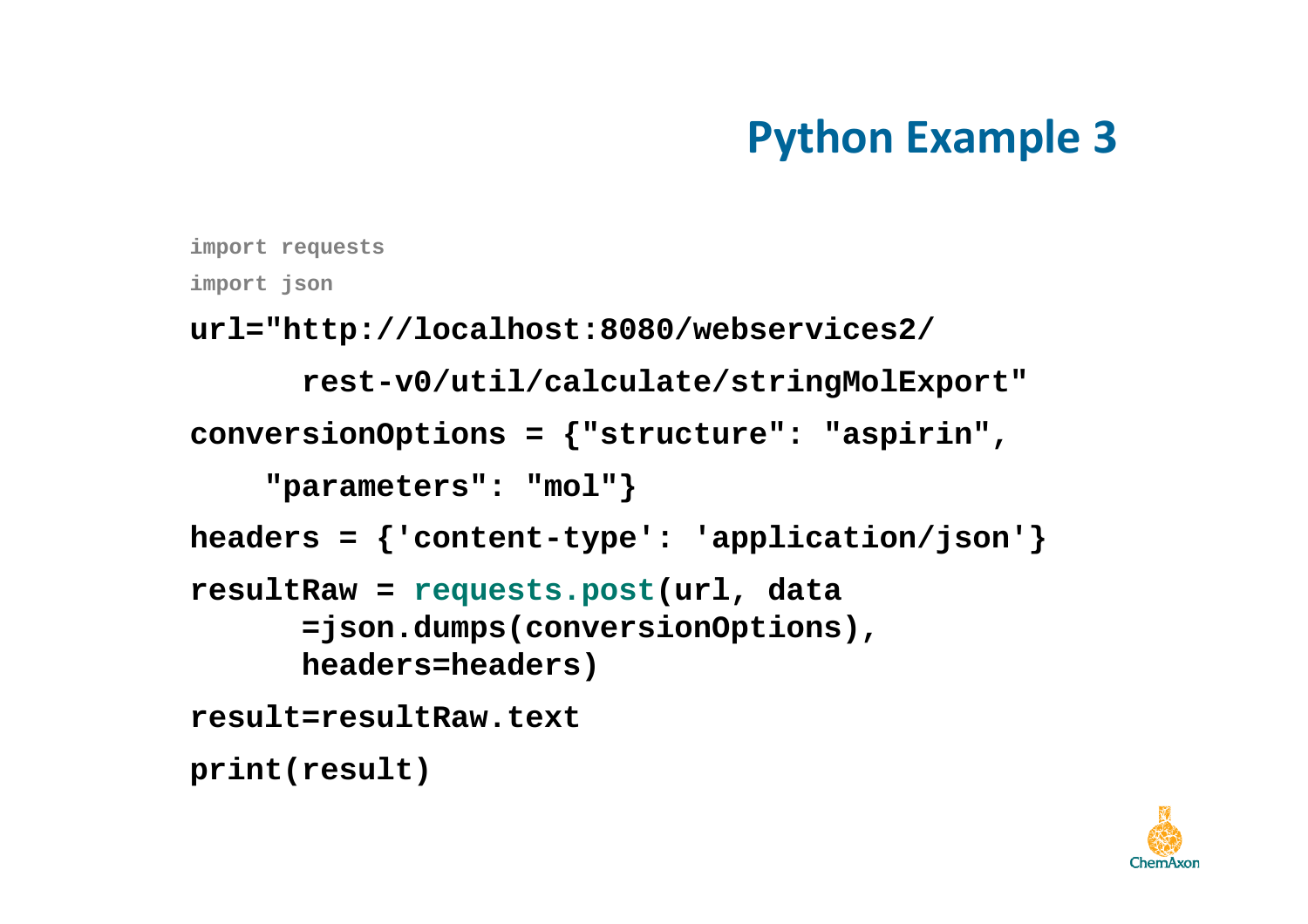# Python Example 3

```
import requests
import json
url="http://localhost:8080/webservices2/
      rest-v0/util/calculate/stringMolExport"
conversionOptions = {"structure": "aspirin",
    "parameters": "mol"}
headers = {'content-type': 'application/json'}
resultRaw = requests.post(url, data
      =json.dumps(conversionOptions),
      headers=headers)
result=resultRaw.text
print(result)
```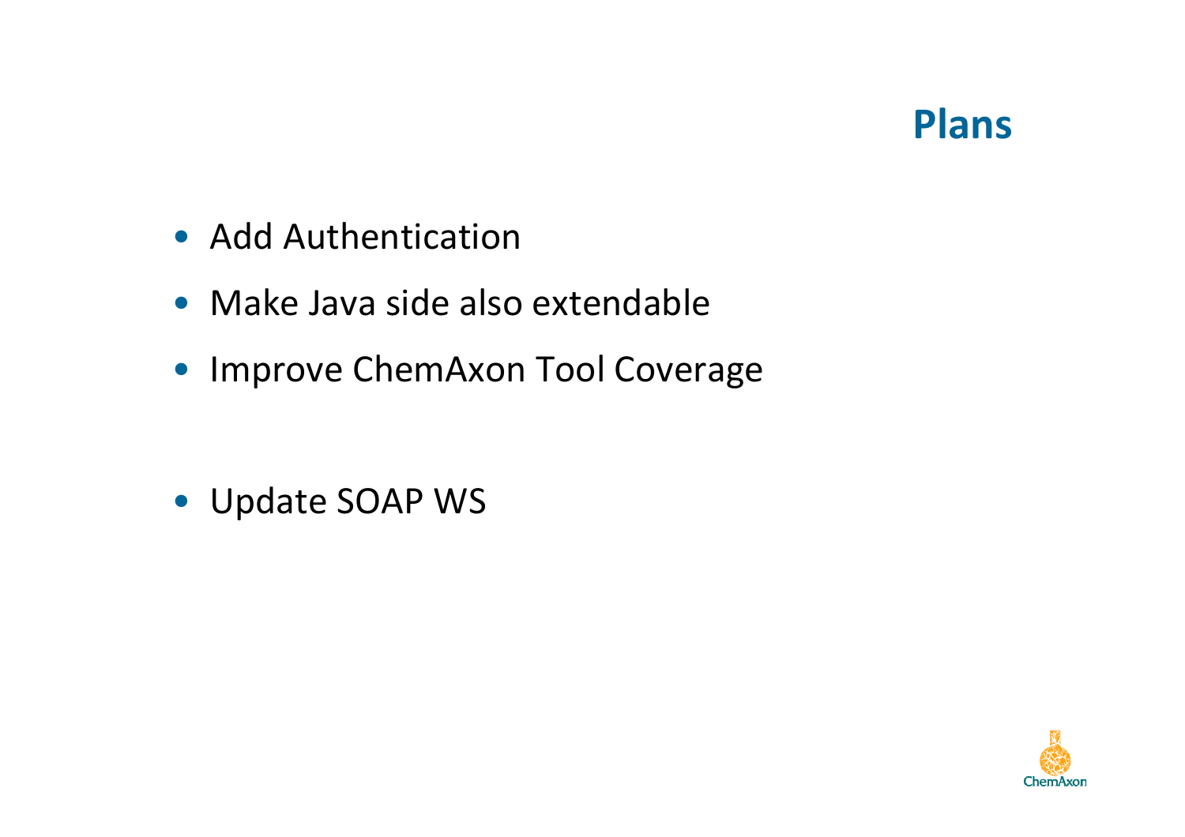# Plans

- Add Authentication
- Make Java side also extendable
- Improve ChemAxon Tool Coverage

- Update SOAP WS